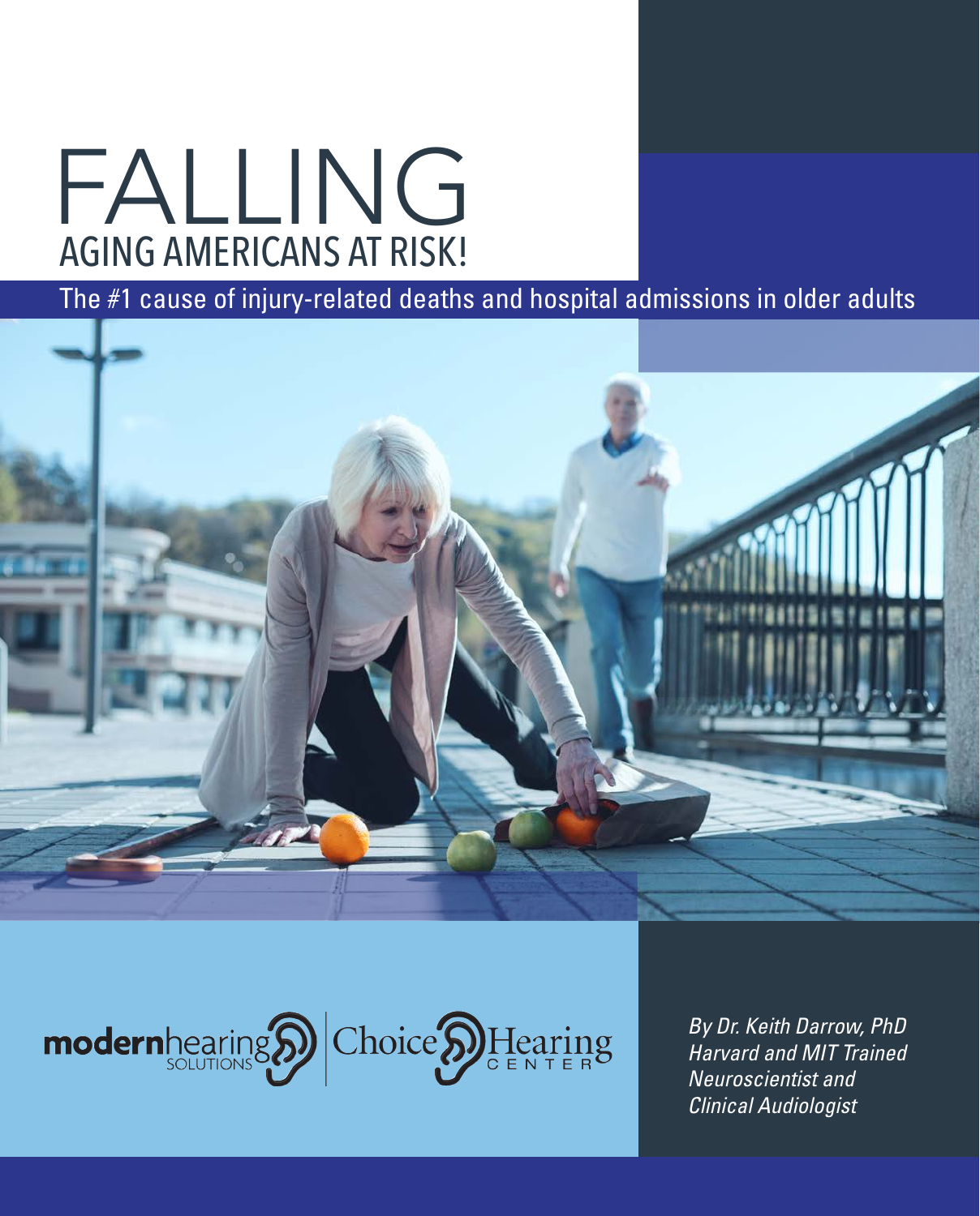# FALLING

## AGING AMERICANS AT RISK!

The #1 cause of injury-related deaths and hospital admissions in older adults

modernhearing SOLUTIONS | Choice Hearing CENTER

*By Dr. Keith Darrow, PhD*
*Harvard and MIT Trained*
*Neuroscientist and*
*Clinical Audiologist*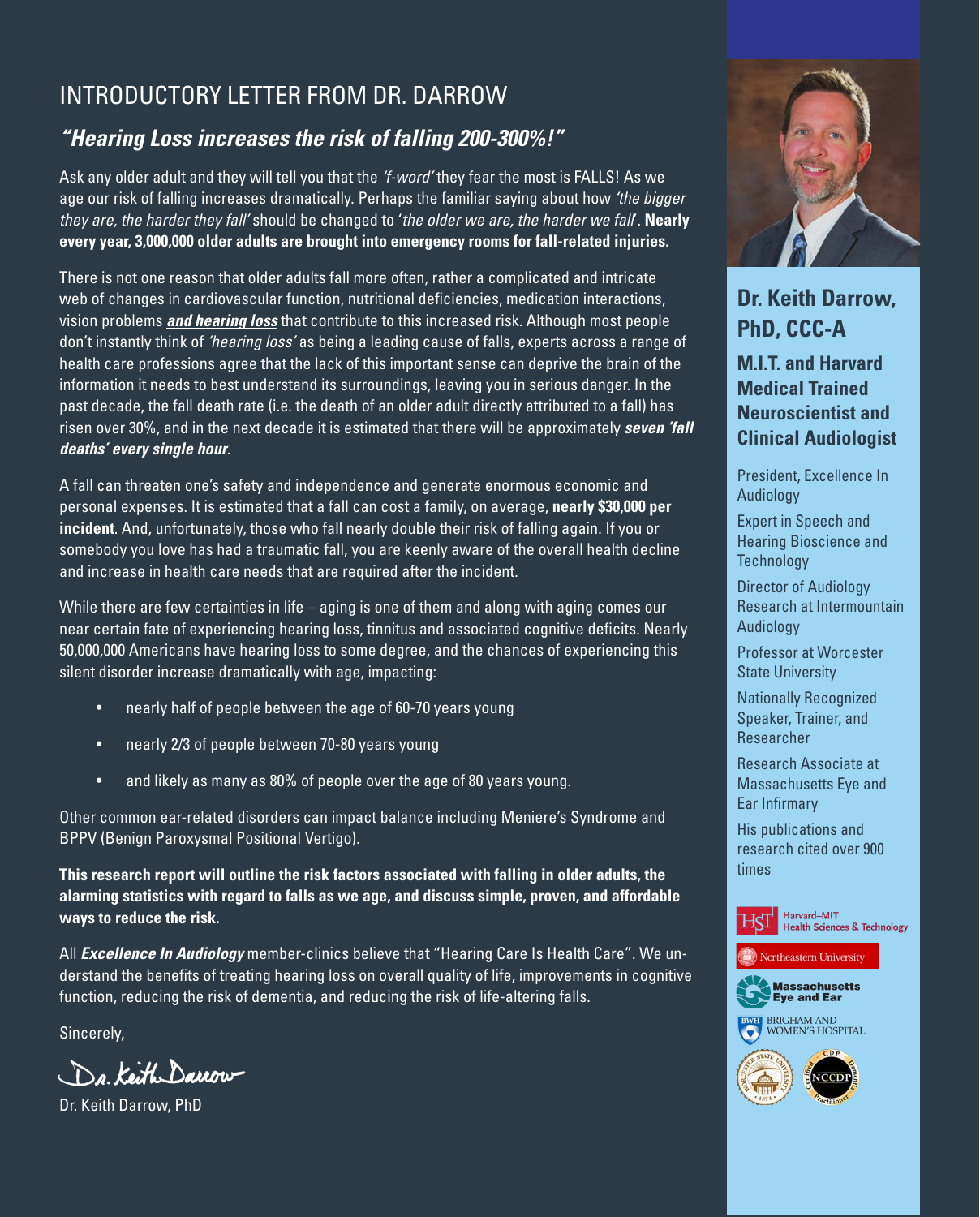# INTRODUCTORY LETTER FROM DR. DARROW

## *"Hearing Loss increases the risk of falling 200-300%!"*

Ask any older adult and they will tell you that the *'f-word'* they fear the most is FALLS! As we age our risk of falling increases dramatically. Perhaps the familiar saying about how *'the bigger they are, the harder they fall'* should be changed to '*the older we are, the harder we fall*'. **Nearly every year, 3,000,000 older adults are brought into emergency rooms for fall-related injuries.**

There is not one reason that older adults fall more often, rather a complicated and intricate web of changes in cardiovascular function, nutritional deficiencies, medication interactions, vision problems ***and hearing loss*** that contribute to this increased risk. Although most people don't instantly think of *'hearing loss'* as being a leading cause of falls, experts across a range of health care professions agree that the lack of this important sense can deprive the brain of the information it needs to best understand its surroundings, leaving you in serious danger. In the past decade, the fall death rate (i.e. the death of an older adult directly attributed to a fall) has risen over 30%, and in the next decade it is estimated that there will be approximately ***seven 'fall deaths' every single hour***.

A fall can threaten one's safety and independence and generate enormous economic and personal expenses. It is estimated that a fall can cost a family, on average, **nearly $30,000 per incident**. And, unfortunately, those who fall nearly double their risk of falling again. If you or somebody you love has had a traumatic fall, you are keenly aware of the overall health decline and increase in health care needs that are required after the incident.

While there are few certainties in life – aging is one of them and along with aging comes our near certain fate of experiencing hearing loss, tinnitus and associated cognitive deficits. Nearly 50,000,000 Americans have hearing loss to some degree, and the chances of experiencing this silent disorder increase dramatically with age, impacting:

- nearly half of people between the age of 60-70 years young
- nearly 2/3 of people between 70-80 years young
- and likely as many as 80% of people over the age of 80 years young.

Other common ear-related disorders can impact balance including Meniere's Syndrome and BPPV (Benign Paroxysmal Positional Vertigo).

**This research report will outline the risk factors associated with falling in older adults, the alarming statistics with regard to falls as we age, and discuss simple, proven, and affordable ways to reduce the risk.**

All ***Excellence In Audiology*** member-clinics believe that "Hearing Care Is Health Care". We understand the benefits of treating hearing loss on overall quality of life, improvements in cognitive function, reducing the risk of dementia, and reducing the risk of life-altering falls.

Sincerely,

Dr. Keith Darrow

Dr. Keith Darrow, PhD

---

## Dr. Keith Darrow, PhD, CCC-A

### M.I.T. and Harvard Medical Trained Neuroscientist and Clinical Audiologist

- President, Excellence In Audiology
- Expert in Speech and Hearing Bioscience and Technology
- Director of Audiology Research at Intermountain Audiology
- Professor at Worcester State University
- Nationally Recognized Speaker, Trainer, and Researcher
- Research Associate at Massachusetts Eye and Ear Infirmary
- His publications and research cited over 900 times

Harvard–MIT Health Sciences & Technology
Northeastern University
Massachusetts Eye and Ear
Brigham and Women's Hospital
Worcester State University
NCCDP Certified Dementia Practitioner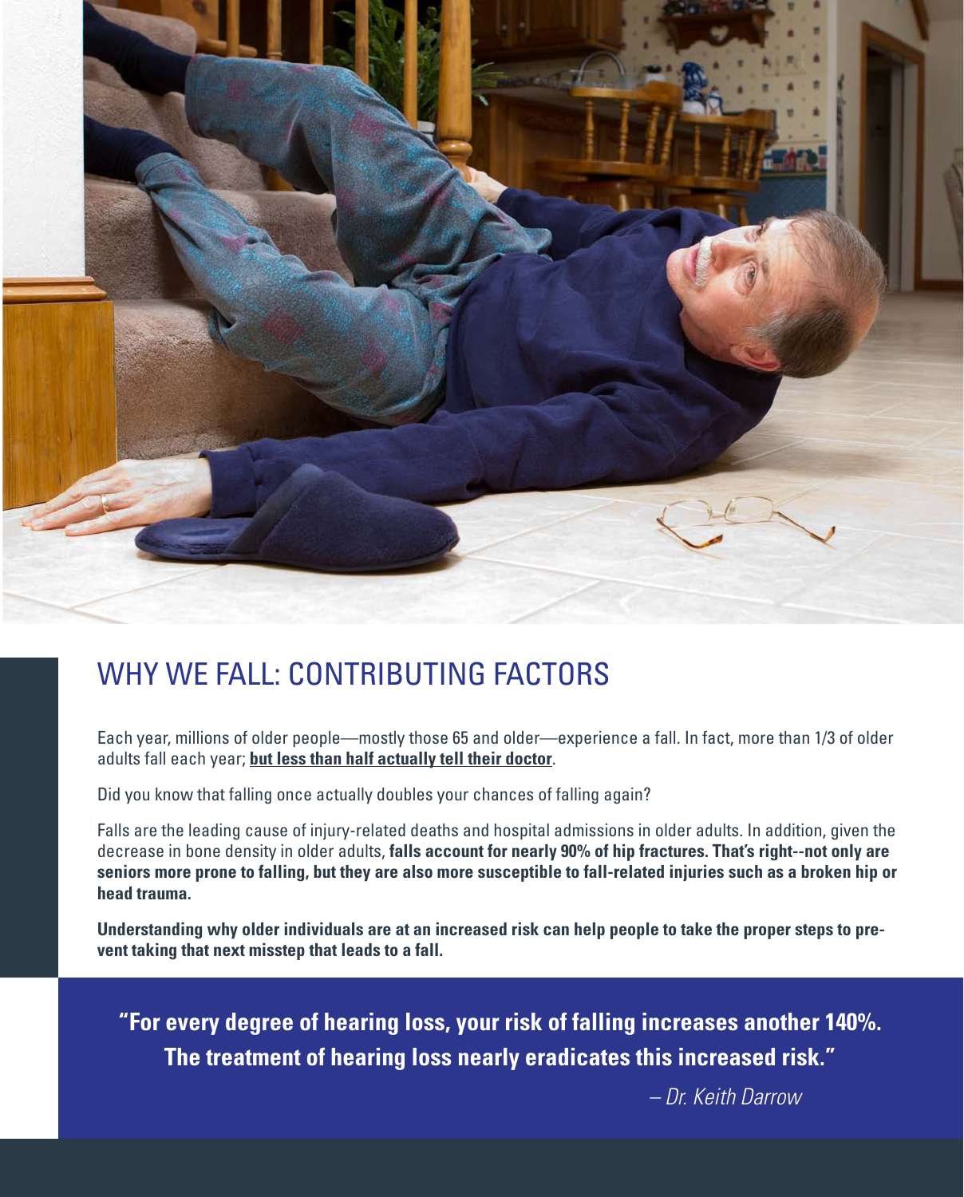## WHY WE FALL: CONTRIBUTING FACTORS

Each year, millions of older people—mostly those 65 and older—experience a fall. In fact, more than 1/3 of older adults fall each year; **but less than half actually tell their doctor**.

Did you know that falling once actually doubles your chances of falling again?

Falls are the leading cause of injury-related deaths and hospital admissions in older adults. In addition, given the decrease in bone density in older adults, **falls account for nearly 90% of hip fractures. That's right--not only are seniors more prone to falling, but they are also more susceptible to fall-related injuries such as a broken hip or head trauma.**

**Understanding why older individuals are at an increased risk can help people to take the proper steps to prevent taking that next misstep that leads to a fall.**

> **"For every degree of hearing loss, your risk of falling increases another 140%. The treatment of hearing loss nearly eradicates this increased risk."**
>
> *– Dr. Keith Darrow*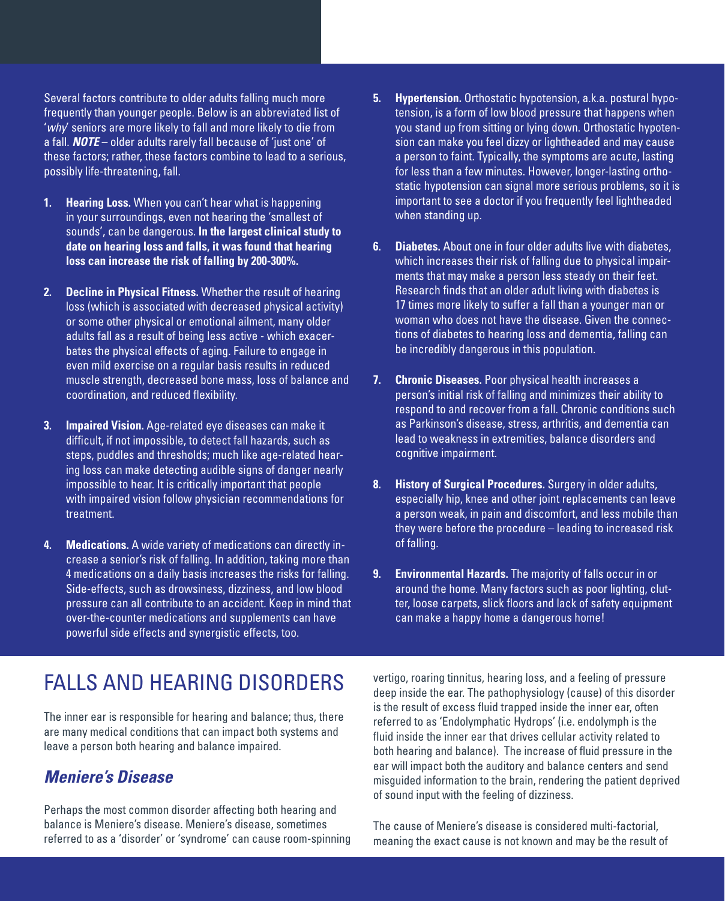Several factors contribute to older adults falling much more frequently than younger people. Below is an abbreviated list of '*why*' seniors are more likely to fall and more likely to die from a fall. ***NOTE*** – older adults rarely fall because of 'just one' of these factors; rather, these factors combine to lead to a serious, possibly life-threatening, fall.

1. **Hearing Loss.** When you can't hear what is happening in your surroundings, even not hearing the 'smallest of sounds', can be dangerous. **In the largest clinical study to date on hearing loss and falls, it was found that hearing loss can increase the risk of falling by 200-300%.**

2. **Decline in Physical Fitness.** Whether the result of hearing loss (which is associated with decreased physical activity) or some other physical or emotional ailment, many older adults fall as a result of being less active - which exacerbates the physical effects of aging. Failure to engage in even mild exercise on a regular basis results in reduced muscle strength, decreased bone mass, loss of balance and coordination, and reduced flexibility.

3. **Impaired Vision.** Age-related eye diseases can make it difficult, if not impossible, to detect fall hazards, such as steps, puddles and thresholds; much like age-related hearing loss can make detecting audible signs of danger nearly impossible to hear. It is critically important that people with impaired vision follow physician recommendations for treatment.

4. **Medications.** A wide variety of medications can directly increase a senior's risk of falling. In addition, taking more than 4 medications on a daily basis increases the risks for falling. Side-effects, such as drowsiness, dizziness, and low blood pressure can all contribute to an accident. Keep in mind that over-the-counter medications and supplements can have powerful side effects and synergistic effects, too.

5. **Hypertension.** Orthostatic hypotension, a.k.a. postural hypotension, is a form of low blood pressure that happens when you stand up from sitting or lying down. Orthostatic hypotension can make you feel dizzy or lightheaded and may cause a person to faint. Typically, the symptoms are acute, lasting for less than a few minutes. However, longer-lasting orthostatic hypotension can signal more serious problems, so it is important to see a doctor if you frequently feel lightheaded when standing up.

6. **Diabetes.** About one in four older adults live with diabetes, which increases their risk of falling due to physical impairments that may make a person less steady on their feet. Research finds that an older adult living with diabetes is 17 times more likely to suffer a fall than a younger man or woman who does not have the disease. Given the connections of diabetes to hearing loss and dementia, falling can be incredibly dangerous in this population.

7. **Chronic Diseases.** Poor physical health increases a person's initial risk of falling and minimizes their ability to respond to and recover from a fall. Chronic conditions such as Parkinson's disease, stress, arthritis, and dementia can lead to weakness in extremities, balance disorders and cognitive impairment.

8. **History of Surgical Procedures.** Surgery in older adults, especially hip, knee and other joint replacements can leave a person weak, in pain and discomfort, and less mobile than they were before the procedure – leading to increased risk of falling.

9. **Environmental Hazards.** The majority of falls occur in or around the home. Many factors such as poor lighting, clutter, loose carpets, slick floors and lack of safety equipment can make a happy home a dangerous home!

# FALLS AND HEARING DISORDERS

The inner ear is responsible for hearing and balance; thus, there are many medical conditions that can impact both systems and leave a person both hearing and balance impaired.

## *Meniere's Disease*

Perhaps the most common disorder affecting both hearing and balance is Meniere's disease. Meniere's disease, sometimes referred to as a 'disorder' or 'syndrome' can cause room-spinning vertigo, roaring tinnitus, hearing loss, and a feeling of pressure deep inside the ear. The pathophysiology (cause) of this disorder is the result of excess fluid trapped inside the inner ear, often referred to as 'Endolymphatic Hydrops' (i.e. endolymph is the fluid inside the inner ear that drives cellular activity related to both hearing and balance). The increase of fluid pressure in the ear will impact both the auditory and balance centers and send misguided information to the brain, rendering the patient deprived of sound input with the feeling of dizziness.

The cause of Meniere's disease is considered multi-factorial, meaning the exact cause is not known and may be the result of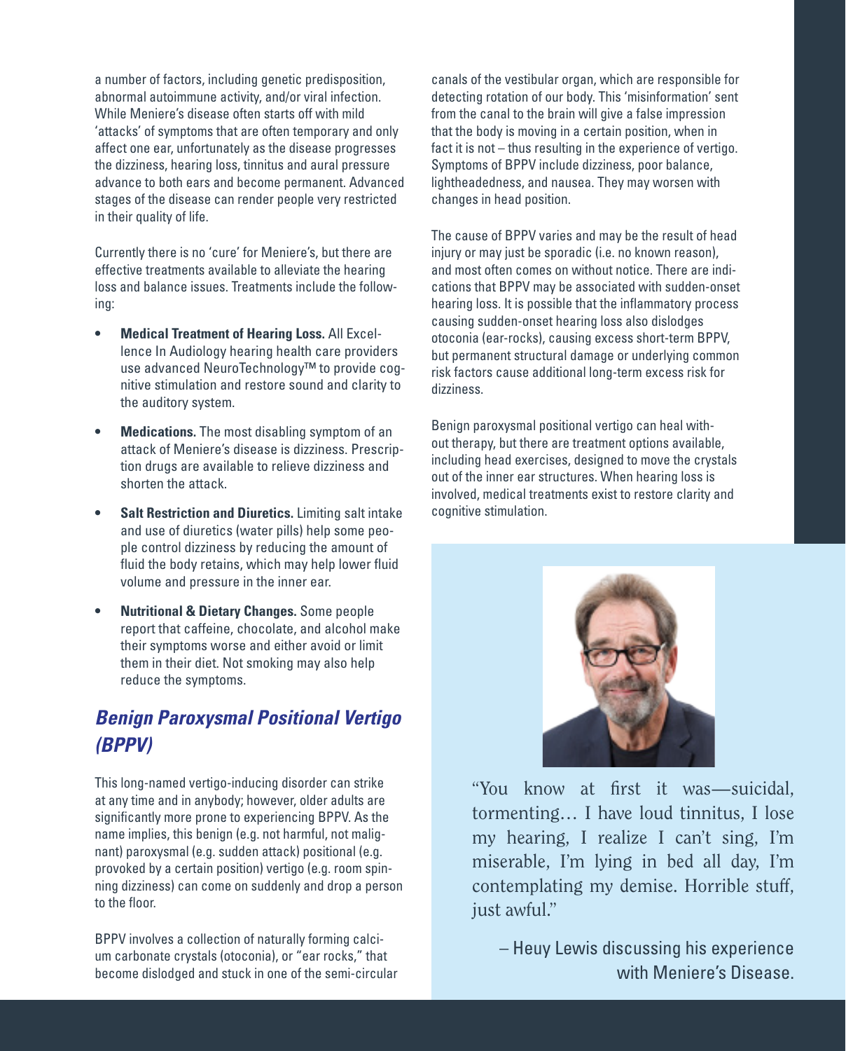a number of factors, including genetic predisposition, abnormal autoimmune activity, and/or viral infection. While Meniere's disease often starts off with mild 'attacks' of symptoms that are often temporary and only affect one ear, unfortunately as the disease progresses the dizziness, hearing loss, tinnitus and aural pressure advance to both ears and become permanent. Advanced stages of the disease can render people very restricted in their quality of life.

Currently there is no 'cure' for Meniere's, but there are effective treatments available to alleviate the hearing loss and balance issues. Treatments include the following:

- **Medical Treatment of Hearing Loss.** All Excellence In Audiology hearing health care providers use advanced NeuroTechnology™ to provide cognitive stimulation and restore sound and clarity to the auditory system.
- **Medications.** The most disabling symptom of an attack of Meniere's disease is dizziness. Prescription drugs are available to relieve dizziness and shorten the attack.
- **Salt Restriction and Diuretics.** Limiting salt intake and use of diuretics (water pills) help some people control dizziness by reducing the amount of fluid the body retains, which may help lower fluid volume and pressure in the inner ear.
- **Nutritional & Dietary Changes.** Some people report that caffeine, chocolate, and alcohol make their symptoms worse and either avoid or limit them in their diet. Not smoking may also help reduce the symptoms.

## *Benign Paroxysmal Positional Vertigo (BPPV)*

This long-named vertigo-inducing disorder can strike at any time and in anybody; however, older adults are significantly more prone to experiencing BPPV. As the name implies, this benign (e.g. not harmful, not malignant) paroxysmal (e.g. sudden attack) positional (e.g. provoked by a certain position) vertigo (e.g. room spinning dizziness) can come on suddenly and drop a person to the floor.

BPPV involves a collection of naturally forming calcium carbonate crystals (otoconia), or "ear rocks," that become dislodged and stuck in one of the semi-circular canals of the vestibular organ, which are responsible for detecting rotation of our body. This 'misinformation' sent from the canal to the brain will give a false impression that the body is moving in a certain position, when in fact it is not – thus resulting in the experience of vertigo. Symptoms of BPPV include dizziness, poor balance, lightheadedness, and nausea. They may worsen with changes in head position.

The cause of BPPV varies and may be the result of head injury or may just be sporadic (i.e. no known reason), and most often comes on without notice. There are indications that BPPV may be associated with sudden-onset hearing loss. It is possible that the inflammatory process causing sudden-onset hearing loss also dislodges otoconia (ear-rocks), causing excess short-term BPPV, but permanent structural damage or underlying common risk factors cause additional long-term excess risk for dizziness.

Benign paroxysmal positional vertigo can heal without therapy, but there are treatment options available, including head exercises, designed to move the crystals out of the inner ear structures. When hearing loss is involved, medical treatments exist to restore clarity and cognitive stimulation.

"You know at first it was—suicidal, tormenting… I have loud tinnitus, I lose my hearing, I realize I can't sing, I'm miserable, I'm lying in bed all day, I'm contemplating my demise. Horrible stuff, just awful."

– Heuy Lewis discussing his experience with Meniere's Disease.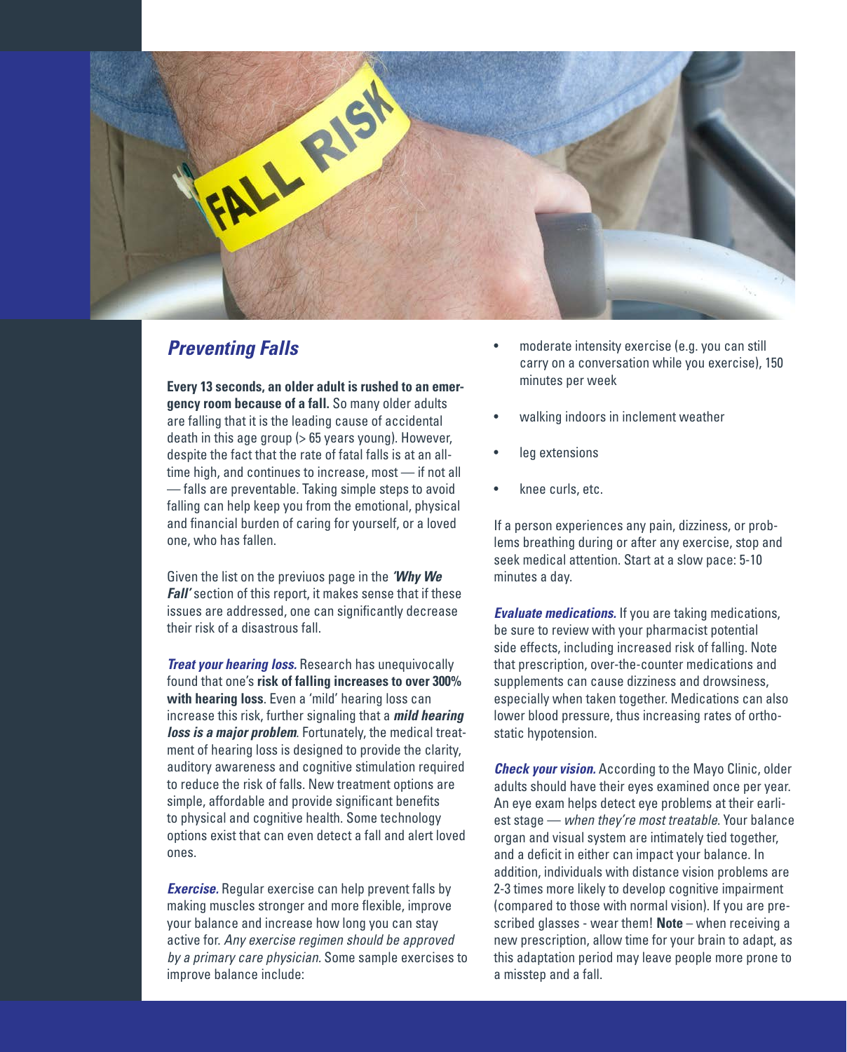## *Preventing Falls*

**Every 13 seconds, an older adult is rushed to an emergency room because of a fall.** So many older adults are falling that it is the leading cause of accidental death in this age group (> 65 years young). However, despite the fact that the rate of fatal falls is at an all-time high, and continues to increase, most — if not all — falls are preventable. Taking simple steps to avoid falling can help keep you from the emotional, physical and financial burden of caring for yourself, or a loved one, who has fallen.

Given the list on the previuos page in the ***'Why We Fall'*** section of this report, it makes sense that if these issues are addressed, one can significantly decrease their risk of a disastrous fall.

***Treat your hearing loss.*** Research has unequivocally found that one's **risk of falling increases to over 300% with hearing loss**. Even a 'mild' hearing loss can increase this risk, further signaling that a ***mild hearing loss is a major problem***. Fortunately, the medical treatment of hearing loss is designed to provide the clarity, auditory awareness and cognitive stimulation required to reduce the risk of falls. New treatment options are simple, affordable and provide significant benefits to physical and cognitive health. Some technology options exist that can even detect a fall and alert loved ones.

***Exercise.*** Regular exercise can help prevent falls by making muscles stronger and more flexible, improve your balance and increase how long you can stay active for. *Any exercise regimen should be approved by a primary care physician.* Some sample exercises to improve balance include:

- moderate intensity exercise (e.g. you can still carry on a conversation while you exercise), 150 minutes per week
- walking indoors in inclement weather
- leg extensions
- knee curls, etc.

If a person experiences any pain, dizziness, or problems breathing during or after any exercise, stop and seek medical attention. Start at a slow pace: 5-10 minutes a day.

***Evaluate medications.*** If you are taking medications, be sure to review with your pharmacist potential side effects, including increased risk of falling. Note that prescription, over-the-counter medications and supplements can cause dizziness and drowsiness, especially when taken together. Medications can also lower blood pressure, thus increasing rates of orthostatic hypotension.

***Check your vision.*** According to the Mayo Clinic, older adults should have their eyes examined once per year. An eye exam helps detect eye problems at their earliest stage — *when they're most treatable.* Your balance organ and visual system are intimately tied together, and a deficit in either can impact your balance. In addition, individuals with distance vision problems are 2-3 times more likely to develop cognitive impairment (compared to those with normal vision). If you are prescribed glasses - wear them! **Note** – when receiving a new prescription, allow time for your brain to adapt, as this adaptation period may leave people more prone to a misstep and a fall.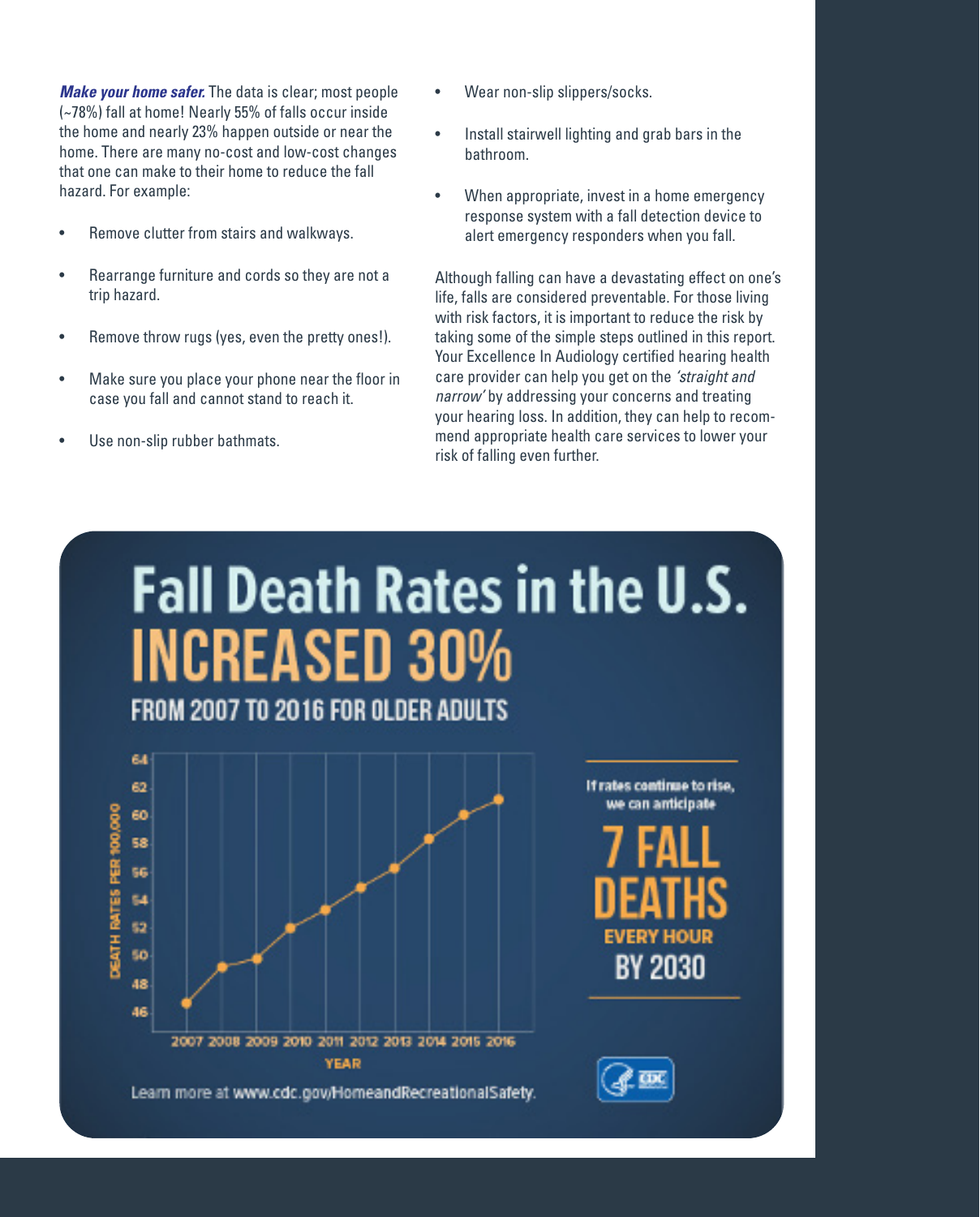***Make your home safer.*** The data is clear; most people (~78%) fall at home! Nearly 55% of falls occur inside the home and nearly 23% happen outside or near the home. There are many no-cost and low-cost changes that one can make to their home to reduce the fall hazard. For example:

- Remove clutter from stairs and walkways.
- Rearrange furniture and cords so they are not a trip hazard.
- Remove throw rugs (yes, even the pretty ones!).
- Make sure you place your phone near the floor in case you fall and cannot stand to reach it.
- Use non-slip rubber bathmats.
- Wear non-slip slippers/socks.
- Install stairwell lighting and grab bars in the bathroom.
- When appropriate, invest in a home emergency response system with a fall detection device to alert emergency responders when you fall.

Although falling can have a devastating effect on one's life, falls are considered preventable. For those living with risk factors, it is important to reduce the risk by taking some of the simple steps outlined in this report. Your Excellence In Audiology certified hearing health care provider can help you get on the *'straight and narrow'* by addressing your concerns and treating your hearing loss. In addition, they can help to recommend appropriate health care services to lower your risk of falling even further.

# Fall Death Rates in the U.S. INCREASED 30%

## FROM 2007 TO 2016 FOR OLDER ADULTS

If rates continue to rise, we can anticipate **7 FALL DEATHS EVERY HOUR BY 2030**

Learn more at www.cdc.gov/HomeandRecreationalSafety.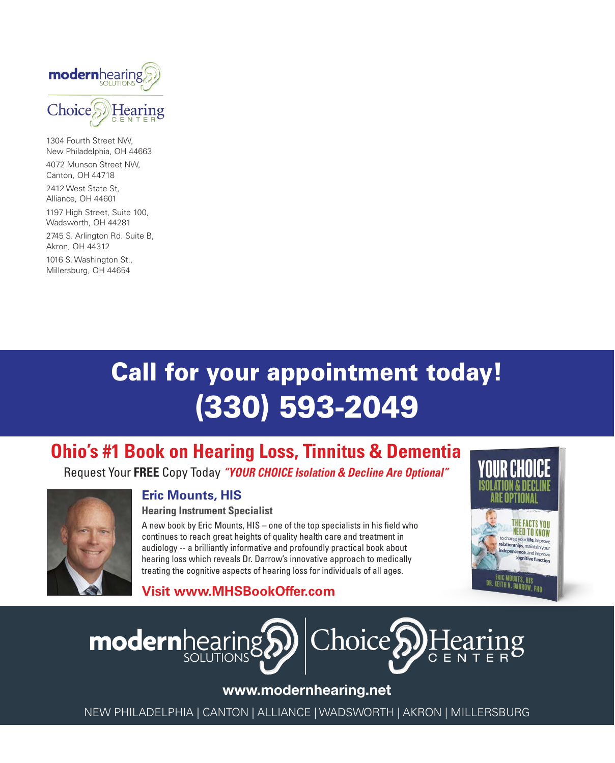modernhearing SOLUTIONS

Choice Hearing CENTER

1304 Fourth Street NW,
New Philadelphia, OH 44663

4072 Munson Street NW,
Canton, OH 44718

2412 West State St,
Alliance, OH 44601

1197 High Street, Suite 100,
Wadsworth, OH 44281

2745 S. Arlington Rd. Suite B,
Akron, OH 44312

1016 S. Washington St.,
Millersburg, OH 44654

# Call for your appointment today!
# (330) 593-2049

## Ohio's #1 Book on Hearing Loss, Tinnitus & Dementia

Request Your **FREE** Copy Today ***"YOUR CHOICE Isolation & Decline Are Optional"***

### Eric Mounts, HIS

**Hearing Instrument Specialist**

A new book by Eric Mounts, HIS – one of the top specialists in his field who continues to reach great heights of quality health care and treatment in audiology -- a brilliantly informative and profoundly practical book about hearing loss which reveals Dr. Darrow's innovative approach to medically treating the cognitive aspects of hearing loss for individuals of all ages.

**Visit www.MHSBookOffer.com**

YOUR CHOICE
ISOLATION & DECLINE ARE OPTIONAL
THE FACTS YOU NEED TO KNOW to change your life, improve relationships, maintain your independence, and improve cognitive function
ERIC MOUNTS, HIS
DR. KEITH N. DARROW, PHD

modernhearing SOLUTIONS | Choice Hearing CENTER

**www.modernhearing.net**

NEW PHILADELPHIA | CANTON | ALLIANCE | WADSWORTH | AKRON | MILLERSBURG